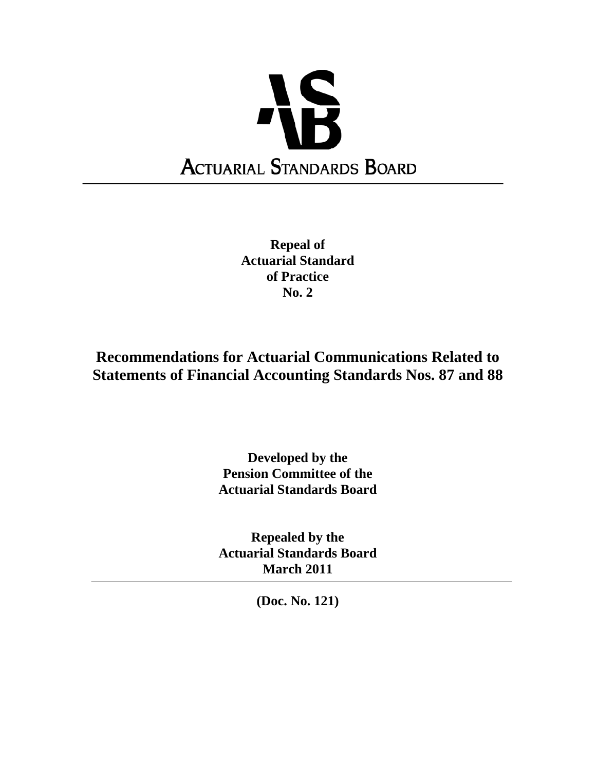**ACTUARIAL STANDARDS BOARD**

---

# Repeal of Actuarial Standard of Practice No. 2

## Recommendations for Actuarial Communications Related to Statements of Financial Accounting Standards Nos. 87 and 88

**Developed by the Pension Committee of the Actuarial Standards Board**

**Repealed by the Actuarial Standards Board March 2011**

---

**(Doc. No. 121)**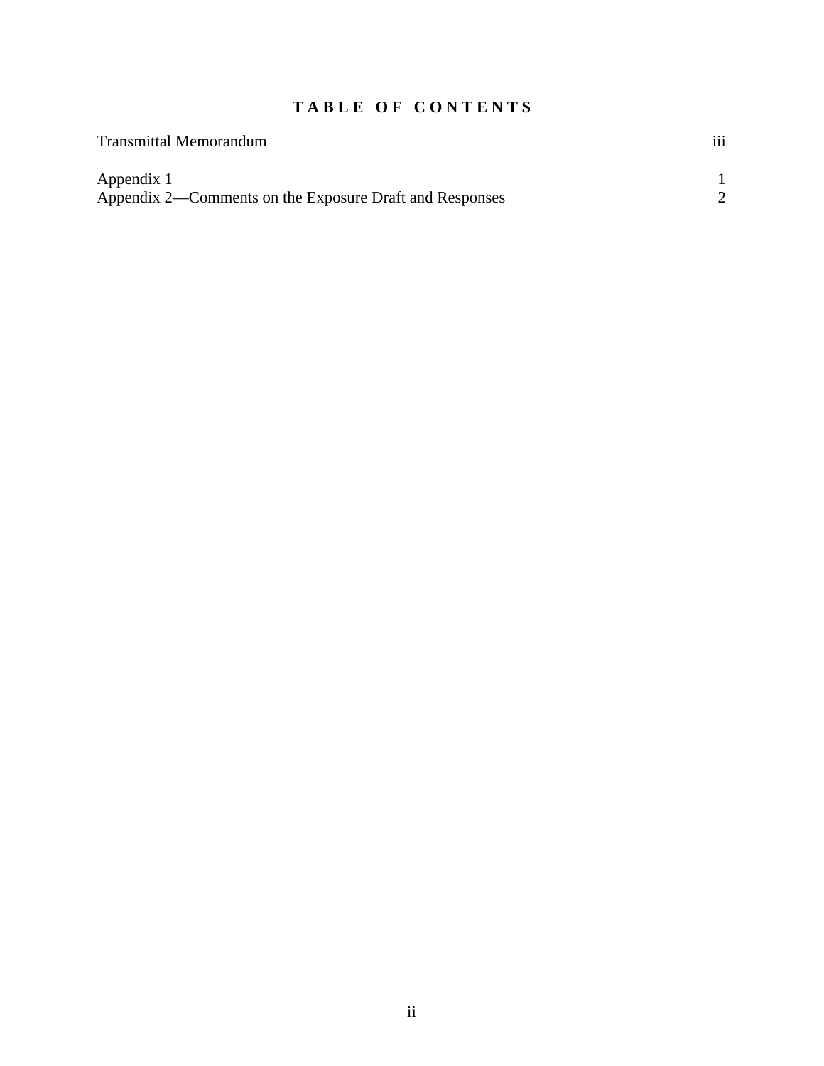# TABLE OF CONTENTS

| | |
|---|---|
| Transmittal Memorandum | iii |
| Appendix 1 | 1 |
| Appendix 2—Comments on the Exposure Draft and Responses | 2 |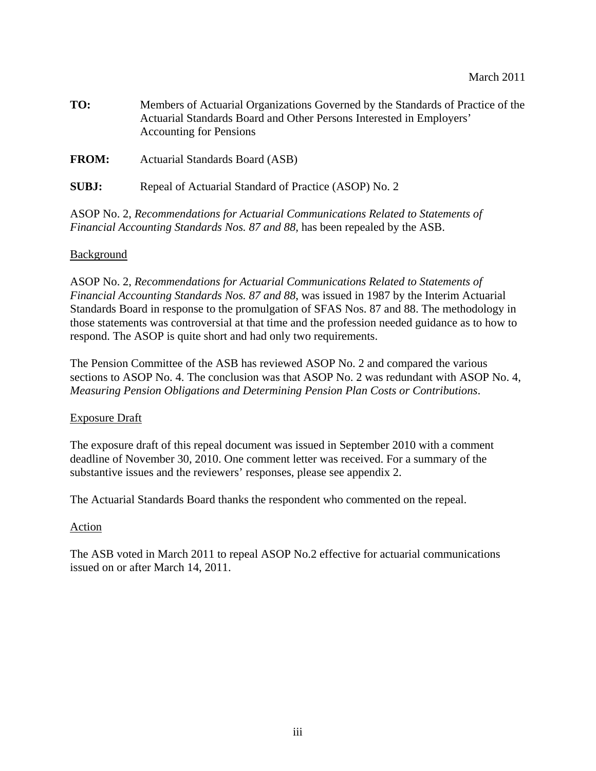March 2011

**TO:** Members of Actuarial Organizations Governed by the Standards of Practice of the Actuarial Standards Board and Other Persons Interested in Employers' Accounting for Pensions

**FROM:** Actuarial Standards Board (ASB)

**SUBJ:** Repeal of Actuarial Standard of Practice (ASOP) No. 2

ASOP No. 2, *Recommendations for Actuarial Communications Related to Statements of Financial Accounting Standards Nos. 87 and 88*, has been repealed by the ASB.

<u>Background</u>

ASOP No. 2, *Recommendations for Actuarial Communications Related to Statements of Financial Accounting Standards Nos. 87 and 88*, was issued in 1987 by the Interim Actuarial Standards Board in response to the promulgation of SFAS Nos. 87 and 88. The methodology in those statements was controversial at that time and the profession needed guidance as to how to respond. The ASOP is quite short and had only two requirements.

The Pension Committee of the ASB has reviewed ASOP No. 2 and compared the various sections to ASOP No. 4. The conclusion was that ASOP No. 2 was redundant with ASOP No. 4, *Measuring Pension Obligations and Determining Pension Plan Costs or Contributions*.

<u>Exposure Draft</u>

The exposure draft of this repeal document was issued in September 2010 with a comment deadline of November 30, 2010. One comment letter was received. For a summary of the substantive issues and the reviewers' responses, please see appendix 2.

The Actuarial Standards Board thanks the respondent who commented on the repeal.

<u>Action</u>

The ASB voted in March 2011 to repeal ASOP No.2 effective for actuarial communications issued on or after March 14, 2011.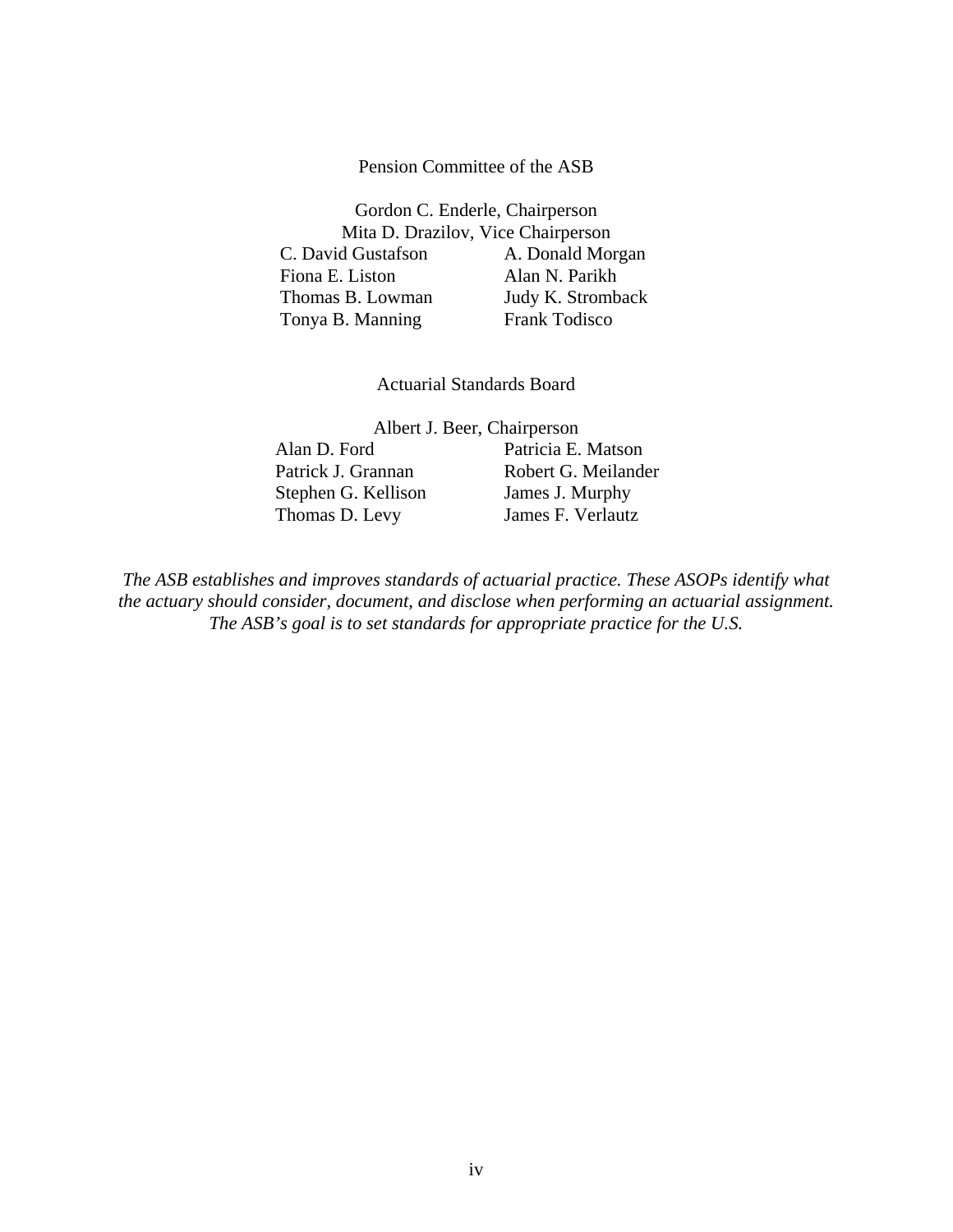Pension Committee of the ASB

Gordon C. Enderle, Chairperson
Mita D. Drazilov, Vice Chairperson

| | |
|---|---|
| C. David Gustafson | A. Donald Morgan |
| Fiona E. Liston | Alan N. Parikh |
| Thomas B. Lowman | Judy K. Stromback |
| Tonya B. Manning | Frank Todisco |

Actuarial Standards Board

Albert J. Beer, Chairperson

| | |
|---|---|
| Alan D. Ford | Patricia E. Matson |
| Patrick J. Grannan | Robert G. Meilander |
| Stephen G. Kellison | James J. Murphy |
| Thomas D. Levy | James F. Verlautz |

*The ASB establishes and improves standards of actuarial practice. These ASOPs identify what the actuary should consider, document, and disclose when performing an actuarial assignment. The ASB's goal is to set standards for appropriate practice for the U.S.*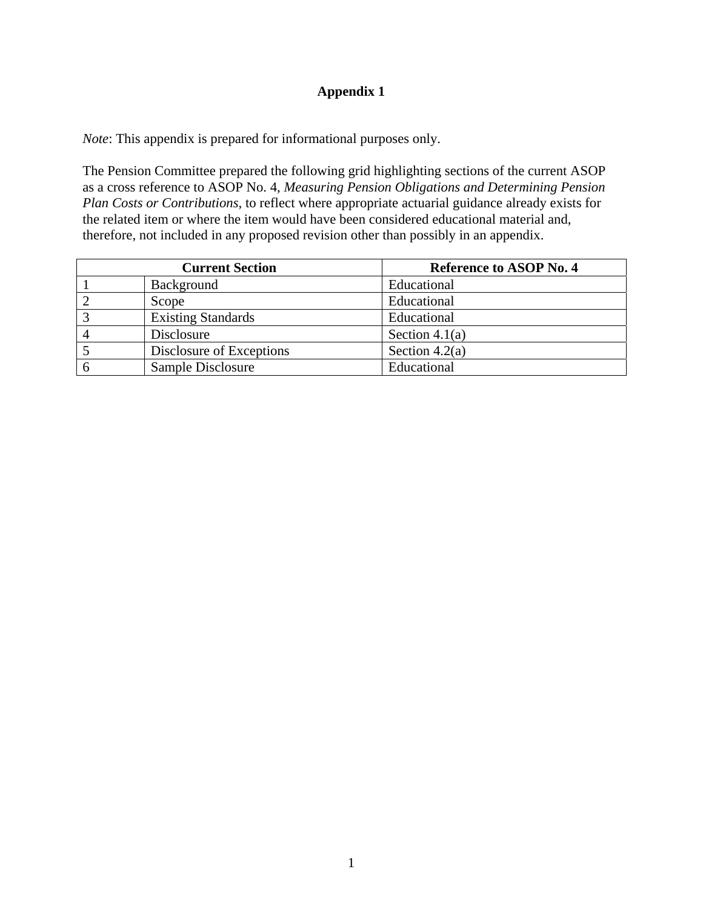# Appendix 1

*Note*: This appendix is prepared for informational purposes only.

The Pension Committee prepared the following grid highlighting sections of the current ASOP as a cross reference to ASOP No. 4, *Measuring Pension Obligations and Determining Pension Plan Costs or Contributions*, to reflect where appropriate actuarial guidance already exists for the related item or where the item would have been considered educational material and, therefore, not included in any proposed revision other than possibly in an appendix.

| Current Section | | Reference to ASOP No. 4 |
|---|---|---|
| 1 | Background | Educational |
| 2 | Scope | Educational |
| 3 | Existing Standards | Educational |
| 4 | Disclosure | Section 4.1(a) |
| 5 | Disclosure of Exceptions | Section 4.2(a) |
| 6 | Sample Disclosure | Educational |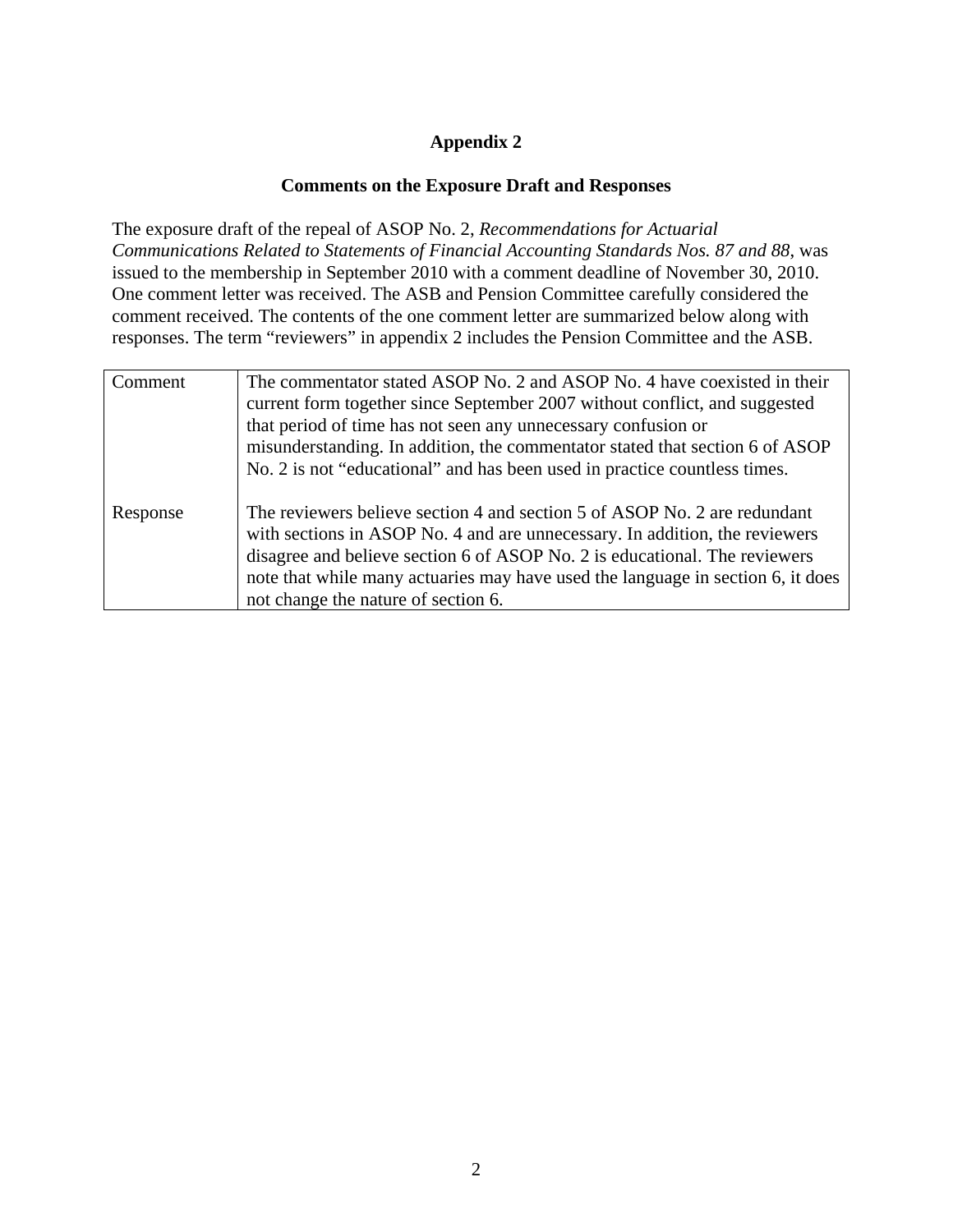## Appendix 2

### Comments on the Exposure Draft and Responses

The exposure draft of the repeal of ASOP No. 2, *Recommendations for Actuarial Communications Related to Statements of Financial Accounting Standards Nos. 87 and 88*, was issued to the membership in September 2010 with a comment deadline of November 30, 2010. One comment letter was received. The ASB and Pension Committee carefully considered the comment received. The contents of the one comment letter are summarized below along with responses. The term "reviewers" in appendix 2 includes the Pension Committee and the ASB.

| | |
|---|---|
| Comment | The commentator stated ASOP No. 2 and ASOP No. 4 have coexisted in their current form together since September 2007 without conflict, and suggested that period of time has not seen any unnecessary confusion or misunderstanding. In addition, the commentator stated that section 6 of ASOP No. 2 is not "educational" and has been used in practice countless times. |
| Response | The reviewers believe section 4 and section 5 of ASOP No. 2 are redundant with sections in ASOP No. 4 and are unnecessary. In addition, the reviewers disagree and believe section 6 of ASOP No. 2 is educational. The reviewers note that while many actuaries may have used the language in section 6, it does not change the nature of section 6. |